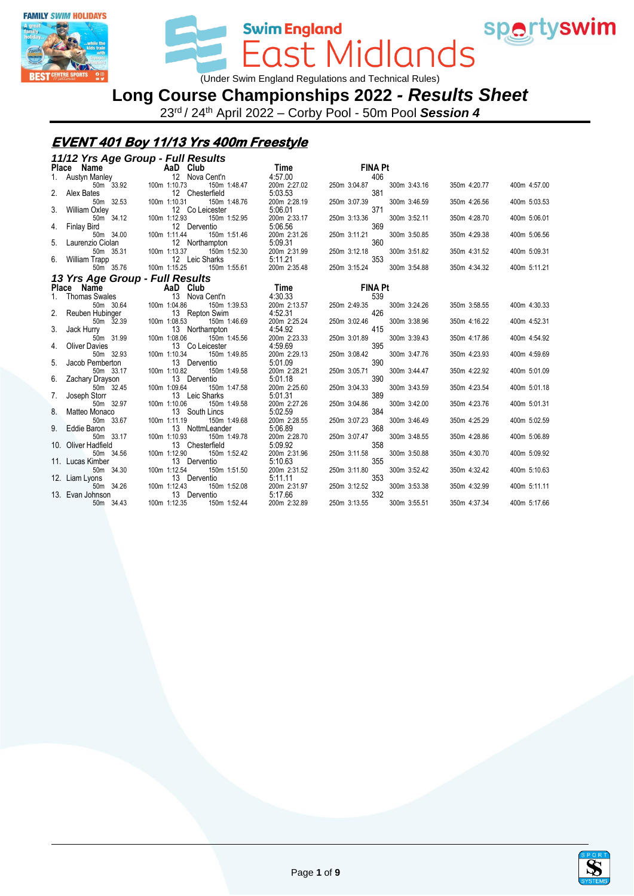Swim England East Midlands

(Under Swim England Regulations and Technical Rules)

# Long Course Championships 2022 - *Results Sheet*

23[rd] / 24[th] April 2022 – Corby Pool - 50m Pool **Session 4**

## EVENT 401 Boy 11/13 Yrs 400m Freestyle

### 11/12 Yrs Age Group - Full Results

| Place | Name | AaD | Club | Time | FINA Pt |
|---|---|---|---|---|---|
| 1. | Austyn Manley | 12 | Nova Cent'n | 4:57.00 | 406 |
| | 50m 33.92, 100m 1:10.73, 150m 1:48.47, 200m 2:27.02, 250m 3:04.87, 300m 3:43.16, 350m 4:20.77, 400m 4:57.00 | | | | |
| 2. | Alex Bates | 12 | Chesterfield | 5:03.53 | 381 |
| | 50m 32.53, 100m 1:10.31, 150m 1:48.76, 200m 2:28.19, 250m 3:07.39, 300m 3:46.59, 350m 4:26.56, 400m 5:03.53 | | | | |
| 3. | William Oxley | 12 | Co Leicester | 5:06.01 | 371 |
| | 50m 34.12, 100m 1:12.93, 150m 1:52.95, 200m 2:33.17, 250m 3:13.36, 300m 3:52.11, 350m 4:28.70, 400m 5:06.01 | | | | |
| 4. | Finlay Bird | 12 | Dervento | 5:06.56 | 369 |
| | 50m 34.00, 100m 1:11.44, 150m 1:51.46, 200m 2:31.26, 250m 3:11.21, 300m 3:50.85, 350m 4:29.38, 400m 5:06.56 | | | | |
| 5. | Laurenzio Ciolan | 12 | Northampton | 5:09.31 | 360 |
| | 50m 35.31, 100m 1:13.37, 150m 1:52.30, 200m 2:31.99, 250m 3:12.18, 300m 3:51.82, 350m 4:31.52, 400m 5:09.31 | | | | |
| 6. | William Trapp | 12 | Leic Sharks | 5:11.21 | 353 |
| | 50m 35.76, 100m 1:15.25, 150m 1:55.61, 200m 2:35.48, 250m 3:15.24, 300m 3:54.88, 350m 4:34.32, 400m 5:11.21 | | | | |

### 13 Yrs Age Group - Full Results

| Place | Name | AaD | Club | Time | FINA Pt |
|---|---|---|---|---|---|
| 1. | Thomas Swales | 13 | Nova Cent'n | 4:30.33 | 539 |
| | 50m 30.64, 100m 1:04.86, 150m 1:39.53, 200m 2:13.57, 250m 2:49.35, 300m 3:24.26, 350m 3:58.55, 400m 4:30.33 | | | | |
| 2. | Reuben Hubinger | 13 | Repton Swim | 4:52.31 | 426 |
| | 50m 32.39, 100m 1:08.53, 150m 1:46.69, 200m 2:25.24, 250m 3:02.46, 300m 3:38.96, 350m 4:16.22, 400m 4:52.31 | | | | |
| 3. | Jack Hurry | 13 | Northampton | 4:54.92 | 415 |
| | 50m 31.99, 100m 1:08.06, 150m 1:45.56, 200m 2:23.33, 250m 3:01.89, 300m 3:39.43, 350m 4:17.86, 400m 4:54.92 | | | | |
| 4. | Oliver Davies | 13 | Co Leicester | 4:59.69 | 395 |
| | 50m 32.93, 100m 1:10.34, 150m 1:49.85, 200m 2:29.13, 250m 3:08.42, 300m 3:47.76, 350m 4:23.93, 400m 4:59.69 | | | | |
| 5. | Jacob Pemberton | 13 | Dervento | 5:01.09 | 390 |
| | 50m 33.17, 100m 1:10.82, 150m 1:49.58, 200m 2:28.21, 250m 3:05.71, 300m 3:44.47, 350m 4:22.92, 400m 5:01.09 | | | | |
| 6. | Zachary Drayson | 13 | Dervento | 5:01.18 | 390 |
| | 50m 32.45, 100m 1:09.64, 150m 1:47.58, 200m 2:25.60, 250m 3:04.33, 300m 3:43.59, 350m 4:23.54, 400m 5:01.18 | | | | |
| 7. | Joseph Storr | 13 | Leic Sharks | 5:01.31 | 389 |
| | 50m 32.97, 100m 1:10.06, 150m 1:49.58, 200m 2:27.26, 250m 3:04.86, 300m 3:42.00, 350m 4:23.76, 400m 5:01.31 | | | | |
| 8. | Matteo Monaco | 13 | South Lincs | 5:02.59 | 384 |
| | 50m 33.67, 100m 1:11.19, 150m 1:49.68, 200m 2:28.55, 250m 3:07.23, 300m 3:46.49, 350m 4:25.29, 400m 5:02.59 | | | | |
| 9. | Eddie Baron | 13 | NottmLeander | 5:06.89 | 368 |
| | 50m 33.17, 100m 1:10.93, 150m 1:49.78, 200m 2:28.70, 250m 3:07.47, 300m 3:48.55, 350m 4:28.86, 400m 5:06.89 | | | | |
| 10. | Oliver Hadfield | 13 | Chesterfield | 5:09.92 | 358 |
| | 50m 34.56, 100m 1:12.90, 150m 1:52.42, 200m 2:31.96, 250m 3:11.58, 300m 3:50.88, 350m 4:30.70, 400m 5:09.92 | | | | |
| 11. | Lucas Kimber | 13 | Dervento | 5:10.63 | 355 |
| | 50m 34.30, 100m 1:12.54, 150m 1:51.50, 200m 2:31.52, 250m 3:11.80, 300m 3:52.42, 350m 4:32.42, 400m 5:10.63 | | | | |
| 12. | Liam Lyons | 13 | Dervento | 5:11.11 | 353 |
| | 50m 34.26, 100m 1:12.43, 150m 1:52.08, 200m 2:31.97, 250m 3:12.52, 300m 3:53.38, 350m 4:32.99, 400m 5:11.11 | | | | |
| 13. | Evan Johnson | 13 | Dervento | 5:17.66 | 332 |
| | 50m 34.43, 100m 1:12.35, 150m 1:52.44, 200m 2:32.89, 250m 3:13.55, 300m 3:55.51, 350m 4:37.34, 400m 5:17.66 | | | | |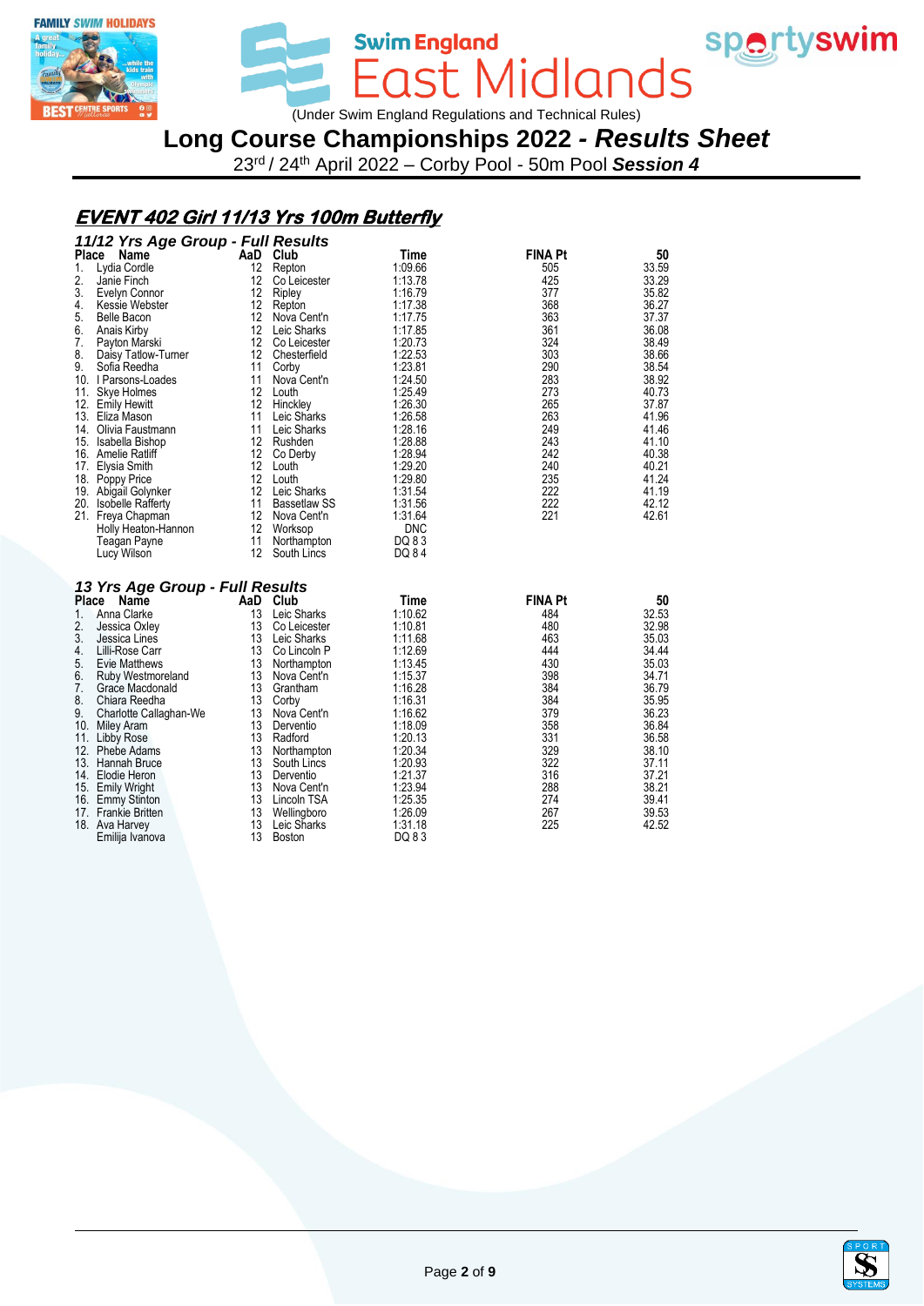Swim England East Midlands

(Under Swim England Regulations and Technical Rules)

# Long Course Championships 2022 - *Results Sheet*

23rd / 24th April 2022 – Corby Pool - 50m Pool ***Session 4***

## *EVENT 402 Girl 11/13 Yrs 100m Butterfly*

### *11/12 Yrs Age Group - Full Results*

| Place | Name | AaD | Club | Time | FINA Pt | 50 |
|---|---|---|---|---|---|---|
| 1. | Lydia Cordle | 12 | Repton | 1:09.66 | 505 | 33.59 |
| 2. | Janie Finch | 12 | Co Leicester | 1:13.78 | 425 | 33.29 |
| 3. | Evelyn Connor | 12 | Ripley | 1:16.79 | 377 | 35.82 |
| 4. | Kessie Webster | 12 | Repton | 1:17.38 | 368 | 36.27 |
| 5. | Belle Bacon | 12 | Nova Cent'n | 1:17.75 | 363 | 37.37 |
| 6. | Anais Kirby | 12 | Leic Sharks | 1:17.85 | 361 | 36.08 |
| 7. | Payton Marski | 12 | Co Leicester | 1:20.73 | 324 | 38.49 |
| 8. | Daisy Tatlow-Turner | 12 | Chesterfield | 1:22.53 | 303 | 38.66 |
| 9. | Sofia Reedha | 11 | Corby | 1:23.81 | 290 | 38.54 |
| 10. | I Parsons-Loades | 11 | Nova Cent'n | 1:24.50 | 283 | 38.92 |
| 11. | Skye Holmes | 12 | Louth | 1:25.49 | 273 | 40.73 |
| 12. | Emily Hewitt | 12 | Hinckley | 1:26.30 | 265 | 37.87 |
| 13. | Eliza Mason | 11 | Leic Sharks | 1:26.58 | 263 | 41.96 |
| 14. | Olivia Faustmann | 11 | Leic Sharks | 1:28.16 | 249 | 41.46 |
| 15. | Isabella Bishop | 12 | Rushden | 1:28.88 | 243 | 41.10 |
| 16. | Amelie Ratliff | 12 | Co Derby | 1:28.94 | 242 | 40.38 |
| 17. | Elysia Smith | 12 | Louth | 1:29.20 | 240 | 40.21 |
| 18. | Poppy Price | 12 | Louth | 1:29.80 | 235 | 41.24 |
| 19. | Abigail Golynker | 12 | Leic Sharks | 1:31.54 | 222 | 41.19 |
| 20. | Isobelle Rafferty | 11 | Bassetlaw SS | 1:31.56 | 222 | 42.12 |
| 21. | Freya Chapman | 12 | Nova Cent'n | 1:31.64 | 221 | 42.61 |
| | Holly Heaton-Hannon | 12 | Worksop | DNC | | |
| | Teagan Payne | 11 | Northampton | DQ 8 3 | | |
| | Lucy Wilson | 12 | South Lincs | DQ 8 4 | | |

### *13 Yrs Age Group - Full Results*

| Place | Name | AaD | Club | Time | FINA Pt | 50 |
|---|---|---|---|---|---|---|
| 1. | Anna Clarke | 13 | Leic Sharks | 1:10.62 | 484 | 32.53 |
| 2. | Jessica Oxley | 13 | Co Leicester | 1:10.81 | 480 | 32.98 |
| 3. | Jessica Lines | 13 | Leic Sharks | 1:11.68 | 463 | 35.03 |
| 4. | Lilli-Rose Carr | 13 | Co Lincoln P | 1:12.69 | 444 | 34.44 |
| 5. | Evie Matthews | 13 | Northampton | 1:13.45 | 430 | 35.03 |
| 6. | Ruby Westmoreland | 13 | Nova Cent'n | 1:15.37 | 398 | 34.71 |
| 7. | Grace Macdonald | 13 | Grantham | 1:16.28 | 384 | 36.79 |
| 8. | Chiara Reedha | 13 | Corby | 1:16.31 | 384 | 35.95 |
| 9. | Charlotte Callaghan-We | 13 | Nova Cent'n | 1:16.62 | 379 | 36.23 |
| 10. | Miley Aram | 13 | Dervento | 1:18.09 | 358 | 36.84 |
| 11. | Libby Rose | 13 | Radford | 1:20.13 | 331 | 36.58 |
| 12. | Phebe Adams | 13 | Northampton | 1:20.34 | 329 | 38.10 |
| 13. | Hannah Bruce | 13 | South Lincs | 1:20.93 | 322 | 37.11 |
| 14. | Elodie Heron | 13 | Dervento | 1:21.37 | 316 | 37.21 |
| 15. | Emily Wright | 13 | Nova Cent'n | 1:23.94 | 288 | 38.21 |
| 16. | Emmy Stinton | 13 | Lincoln TSA | 1:25.35 | 274 | 39.41 |
| 17. | Frankie Britten | 13 | Wellingboro | 1:26.09 | 267 | 39.53 |
| 18. | Ava Harvey | 13 | Leic Sharks | 1:31.18 | 225 | 42.52 |
| | Emilija Ivanova | 13 | Boston | DQ 8 3 | | |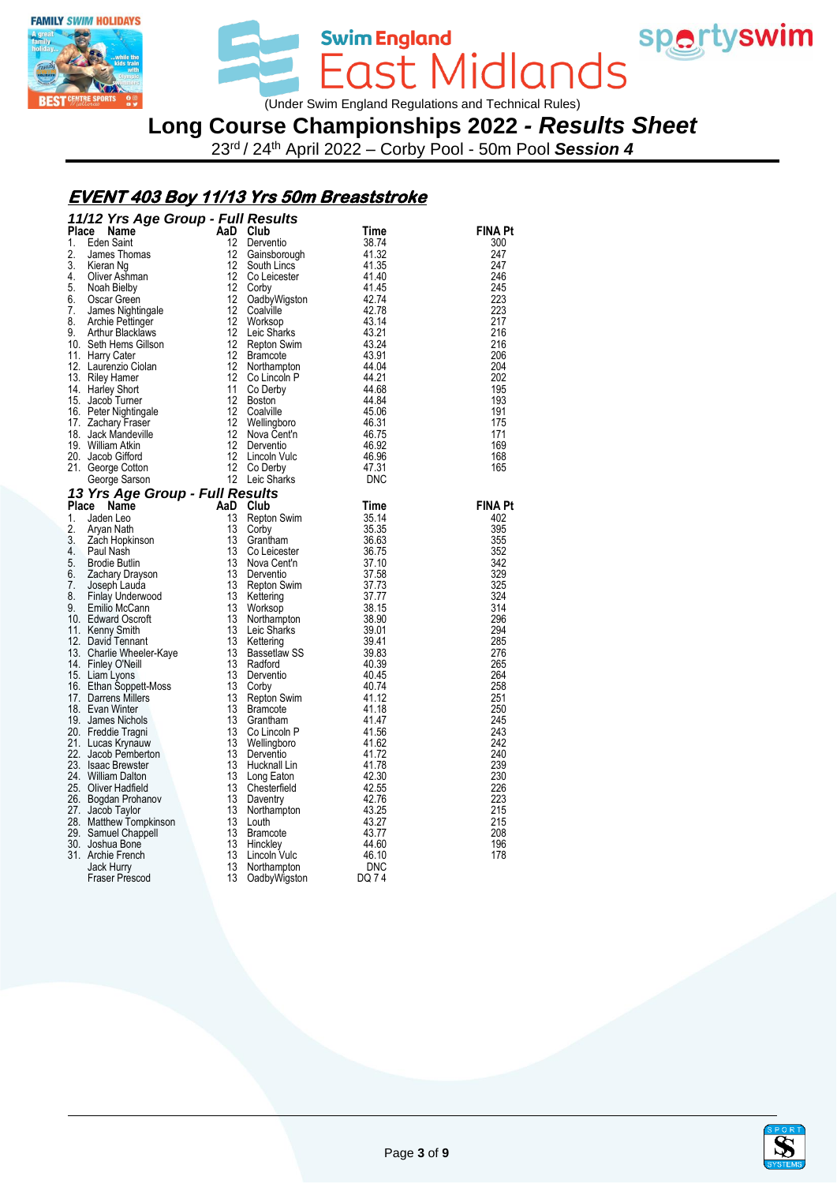# Swim England East Midlands

(Under Swim England Regulations and Technical Rules)

## Long Course Championships 2022 - *Results Sheet*

23rd / 24th April 2022 – Corby Pool - 50m Pool ***Session 4***

### *EVENT 403 Boy 11/13 Yrs 50m Breaststroke*

#### *11/12 Yrs Age Group - Full Results*

| Place | Name | AaD | Club | Time | FINA Pt |
|---|---|---|---|---|---|
| 1. | Eden Saint | 12 | Derventio | 38.74 | 300 |
| 2. | James Thomas | 12 | Gainsborough | 41.32 | 247 |
| 3. | Kieran Ng | 12 | South Lincs | 41.35 | 247 |
| 4. | Oliver Ashman | 12 | Co Leicester | 41.40 | 246 |
| 5. | Noah Bielby | 12 | Corby | 41.45 | 245 |
| 6. | Oscar Green | 12 | OadbyWigston | 42.74 | 223 |
| 7. | James Nightingale | 12 | Coalville | 42.78 | 223 |
| 8. | Archie Pettinger | 12 | Worksop | 43.14 | 217 |
| 9. | Arthur Blacklaws | 12 | Leic Sharks | 43.21 | 216 |
| 10. | Seth Hems Gillson | 12 | Repton Swim | 43.24 | 216 |
| 11. | Harry Cater | 12 | Bramcote | 43.91 | 206 |
| 12. | Laurenzio Ciolan | 12 | Northampton | 44.04 | 204 |
| 13. | Riley Hamer | 12 | Co Lincoln P | 44.21 | 202 |
| 14. | Harley Short | 11 | Co Derby | 44.68 | 195 |
| 15. | Jacob Turner | 12 | Boston | 44.84 | 193 |
| 16. | Peter Nightingale | 12 | Coalville | 45.06 | 191 |
| 17. | Zachary Fraser | 12 | Wellingboro | 46.31 | 175 |
| 18. | Jack Mandeville | 12 | Nova Cent'n | 46.75 | 171 |
| 19. | William Atkin | 12 | Derventio | 46.92 | 169 |
| 20. | Jacob Gifford | 12 | Lincoln Vulc | 46.96 | 168 |
| 21. | George Cotton | 12 | Co Derby | 47.31 | 165 |
| | George Sarson | 12 | Leic Sharks | DNC | |

#### *13 Yrs Age Group - Full Results*

| Place | Name | AaD | Club | Time | FINA Pt |
|---|---|---|---|---|---|
| 1. | Jaden Leo | 13 | Repton Swim | 35.14 | 402 |
| 2. | Aryan Nath | 13 | Corby | 35.35 | 395 |
| 3. | Zach Hopkinson | 13 | Grantham | 36.63 | 355 |
| 4. | Paul Nash | 13 | Co Leicester | 36.75 | 352 |
| 5. | Brodie Butlin | 13 | Nova Cent'n | 37.10 | 342 |
| 6. | Zachary Drayson | 13 | Derventio | 37.58 | 329 |
| 7. | Joseph Lauda | 13 | Repton Swim | 37.73 | 325 |
| 8. | Finlay Underwood | 13 | Kettering | 37.77 | 324 |
| 9. | Emilio McCann | 13 | Worksop | 38.15 | 314 |
| 10. | Edward Oscroft | 13 | Northampton | 38.90 | 296 |
| 11. | Kenny Smith | 13 | Leic Sharks | 39.01 | 294 |
| 12. | David Tennant | 13 | Kettering | 39.41 | 285 |
| 13. | Charlie Wheeler-Kaye | 13 | Bassetlaw SS | 39.83 | 276 |
| 14. | Finley O'Neill | 13 | Radford | 40.39 | 265 |
| 15. | Liam Lyons | 13 | Derventio | 40.45 | 264 |
| 16. | Ethan Soppett-Moss | 13 | Corby | 40.74 | 258 |
| 17. | Darrens Millers | 13 | Repton Swim | 41.12 | 251 |
| 18. | Evan Winter | 13 | Bramcote | 41.18 | 250 |
| 19. | James Nichols | 13 | Grantham | 41.47 | 245 |
| 20. | Freddie Tragni | 13 | Co Lincoln P | 41.56 | 243 |
| 21. | Lucas Krynauw | 13 | Wellingboro | 41.62 | 242 |
| 22. | Jacob Pemberton | 13 | Derventio | 41.72 | 240 |
| 23. | Isaac Brewster | 13 | Hucknall Lin | 41.78 | 239 |
| 24. | William Dalton | 13 | Long Eaton | 42.30 | 230 |
| 25. | Oliver Hadfield | 13 | Chesterfield | 42.55 | 226 |
| 26. | Bogdan Prohanov | 13 | Daventry | 42.76 | 223 |
| 27. | Jacob Taylor | 13 | Northampton | 43.25 | 215 |
| 28. | Matthew Tompkinson | 13 | Louth | 43.27 | 215 |
| 29. | Samuel Chappell | 13 | Bramcote | 43.77 | 208 |
| 30. | Joshua Bone | 13 | Hinckley | 44.60 | 196 |
| 31. | Archie French | 13 | Lincoln Vulc | 46.10 | 178 |
| | Jack Hurry | 13 | Northampton | DNC | |
| | Fraser Prescod | 13 | OadbyWigston | DQ 7 4 | |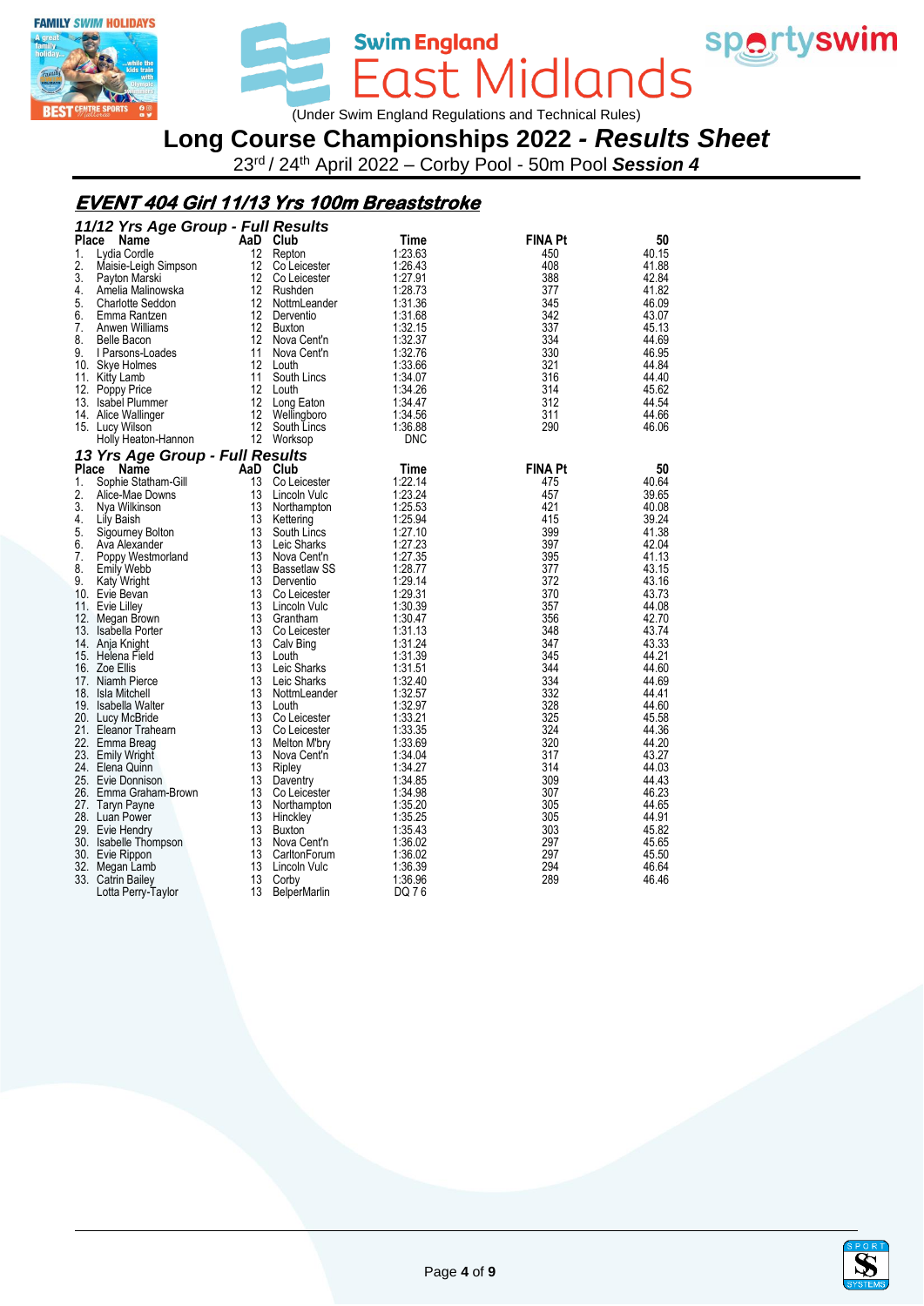# Swim England East Midlands

(Under Swim England Regulations and Technical Rules)

## Long Course Championships 2022 - *Results Sheet*

23rd / 24th April 2022 – Corby Pool - 50m Pool ***Session 4***

### EVENT 404 Girl 11/13 Yrs 100m Breaststroke

#### *11/12 Yrs Age Group - Full Results*

| Place | Name | AaD | Club | Time | FINA Pt | 50 |
|---|---|---|---|---|---|---|
| 1. | Lydia Cordle | 12 | Repton | 1:23.63 | 450 | 40.15 |
| 2. | Maisie-Leigh Simpson | 12 | Co Leicester | 1:26.43 | 408 | 41.88 |
| 3. | Payton Marski | 12 | Co Leicester | 1:27.91 | 388 | 42.84 |
| 4. | Amelia Malinowska | 12 | Rushden | 1:28.73 | 377 | 41.82 |
| 5. | Charlotte Seddon | 12 | NottmLeander | 1:31.36 | 345 | 46.09 |
| 6. | Emma Rantzen | 12 | Derventio | 1:31.68 | 342 | 43.07 |
| 7. | Anwen Williams | 12 | Buxton | 1:32.15 | 337 | 45.13 |
| 8. | Belle Bacon | 12 | Nova Cent'n | 1:32.37 | 334 | 44.69 |
| 9. | I Parsons-Loades | 11 | Nova Cent'n | 1:32.76 | 330 | 46.95 |
| 10. | Skye Holmes | 12 | Louth | 1:33.66 | 321 | 44.84 |
| 11. | Kitty Lamb | 11 | South Lincs | 1:34.07 | 316 | 44.40 |
| 12. | Poppy Price | 12 | Louth | 1:34.26 | 314 | 45.62 |
| 13. | Isabel Plummer | 12 | Long Eaton | 1:34.47 | 312 | 44.54 |
| 14. | Alice Wallinger | 12 | Wellingboro | 1:34.56 | 311 | 44.66 |
| 15. | Lucy Wilson | 12 | South Lincs | 1:36.88 | 290 | 46.06 |
| | Holly Heaton-Hannon | 12 | Worksop | DNC | | |

#### *13 Yrs Age Group - Full Results*

| Place | Name | AaD | Club | Time | FINA Pt | 50 |
|---|---|---|---|---|---|---|
| 1. | Sophie Statham-Gill | 13 | Co Leicester | 1:22.14 | 475 | 40.64 |
| 2. | Alice-Mae Downs | 13 | Lincoln Vulc | 1:23.24 | 457 | 39.65 |
| 3. | Nya Wilkinson | 13 | Northampton | 1:25.53 | 421 | 40.08 |
| 4. | Lily Baish | 13 | Kettering | 1:25.94 | 415 | 39.24 |
| 5. | Sigourney Bolton | 13 | South Lincs | 1:27.10 | 399 | 41.38 |
| 6. | Ava Alexander | 13 | Leic Sharks | 1:27.23 | 397 | 42.04 |
| 7. | Poppy Westmorland | 13 | Nova Cent'n | 1:27.35 | 395 | 41.13 |
| 8. | Emily Webb | 13 | Bassetlaw SS | 1:28.77 | 377 | 43.15 |
| 9. | Katy Wright | 13 | Derventio | 1:29.14 | 372 | 43.16 |
| 10. | Evie Bevan | 13 | Co Leicester | 1:29.31 | 370 | 43.73 |
| 11. | Evie Lilley | 13 | Lincoln Vulc | 1:30.39 | 357 | 44.08 |
| 12. | Megan Brown | 13 | Grantham | 1:30.47 | 356 | 42.70 |
| 13. | Isabella Porter | 13 | Co Leicester | 1:31.13 | 348 | 43.74 |
| 14. | Anja Knight | 13 | Calv Bing | 1:31.24 | 347 | 43.33 |
| 15. | Helena Field | 13 | Louth | 1:31.39 | 345 | 44.21 |
| 16. | Zoe Ellis | 13 | Leic Sharks | 1:31.51 | 344 | 44.60 |
| 17. | Niamh Pierce | 13 | Leic Sharks | 1:32.40 | 334 | 44.69 |
| 18. | Isla Mitchell | 13 | NottmLeander | 1:32.57 | 332 | 44.41 |
| 19. | Isabella Walter | 13 | Louth | 1:32.97 | 328 | 44.60 |
| 20. | Lucy McBride | 13 | Co Leicester | 1:33.21 | 325 | 45.58 |
| 21. | Eleanor Trahearn | 13 | Co Leicester | 1:33.35 | 324 | 44.36 |
| 22. | Emma Breag | 13 | Melton M'bry | 1:33.69 | 320 | 44.20 |
| 23. | Emily Wright | 13 | Nova Cent'n | 1:34.04 | 317 | 43.27 |
| 24. | Elena Quinn | 13 | Ripley | 1:34.27 | 314 | 44.03 |
| 25. | Evie Donnison | 13 | Daventry | 1:34.85 | 309 | 44.43 |
| 26. | Emma Graham-Brown | 13 | Co Leicester | 1:34.98 | 307 | 46.23 |
| 27. | Taryn Payne | 13 | Northampton | 1:35.20 | 305 | 44.65 |
| 28. | Luan Power | 13 | Hinckley | 1:35.25 | 305 | 44.91 |
| 29. | Evie Hendry | 13 | Buxton | 1:35.43 | 303 | 45.82 |
| 30. | Isabelle Thompson | 13 | Nova Cent'n | 1:36.02 | 297 | 45.65 |
| 30. | Evie Rippon | 13 | CarltonForum | 1:36.02 | 297 | 45.50 |
| 32. | Megan Lamb | 13 | Lincoln Vulc | 1:36.39 | 294 | 46.64 |
| 33. | Catrin Bailey | 13 | Corby | 1:36.96 | 289 | 46.46 |
| | Lotta Perry-Taylor | 13 | BelperMarlin | DQ 7 6 | | |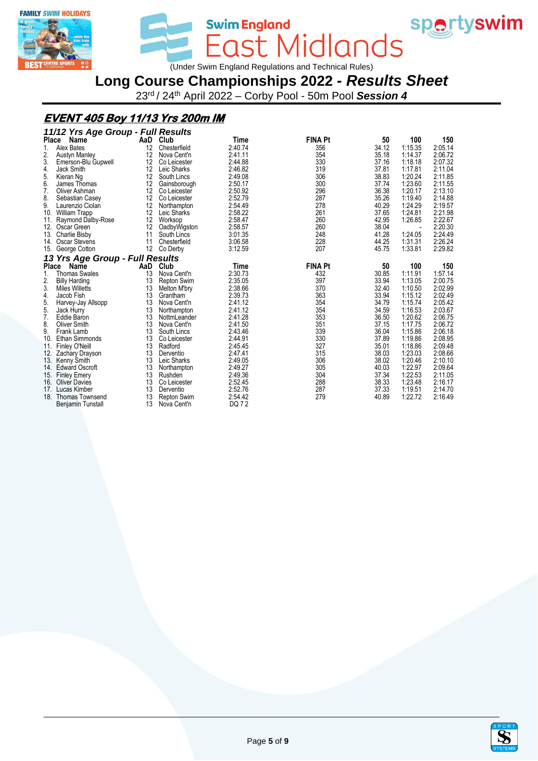Swim England East Midlands

(Under Swim England Regulations and Technical Rules)

# Long Course Championships 2022 - *Results Sheet*

23rd / 24th April 2022 – Corby Pool - 50m Pool ***Session 4***

## EVENT 405 Boy 11/13 Yrs 200m IM

### 11/12 Yrs Age Group - Full Results

| Place | Name | AaD | Club | Time | FINA Pt | 50 | 100 | 150 |
|---|---|---|---|---|---|---|---|---|
| 1. | Alex Bates | 12 | Chesterfield | 2:40.74 | 356 | 34.12 | 1:15.35 | 2:05.14 |
| 2. | Austyn Manley | 12 | Nova Cent'n | 2:41.11 | 354 | 35.18 | 1:14.37 | 2:06.72 |
| 3. | Emerson-Blu Gupwell | 12 | Co Leicester | 2:44.88 | 330 | 37.16 | 1:18.18 | 2:07.32 |
| 4. | Jack Smith | 12 | Leic Sharks | 2:46.82 | 319 | 37.81 | 1:17.81 | 2:11.04 |
| 5. | Kieran Ng | 12 | South Lincs | 2:49.08 | 306 | 38.83 | 1:20.24 | 2:11.85 |
| 6. | James Thomas | 12 | Gainsborough | 2:50.17 | 300 | 37.74 | 1:23.60 | 2:11.55 |
| 7. | Oliver Ashman | 12 | Co Leicester | 2:50.92 | 296 | 36.38 | 1:20.17 | 2:13.10 |
| 8. | Sebastian Casey | 12 | Co Leicester | 2:52.79 | 287 | 35.26 | 1:19.40 | 2:14.88 |
| 9. | Laurenzio Ciolan | 12 | Northampton | 2:54.49 | 278 | 40.29 | 1:24.29 | 2:19.57 |
| 10. | William Trapp | 12 | Leic Sharks | 2:58.22 | 261 | 37.65 | 1:24.81 | 2:21.98 |
| 11. | Raymond Dalby-Rose | 12 | Worksop | 2:58.47 | 260 | 42.95 | 1:26.85 | 2:22.67 |
| 12. | Oscar Green | 12 | OadbyWigston | 2:58.57 | 260 | 38.04 | - | 2:20.30 |
| 13. | Charlie Bisby | 11 | South Lincs | 3:01.35 | 248 | 41.28 | 1:24.05 | 2:24.49 |
| 14. | Oscar Stevens | 11 | Chesterfield | 3:06.58 | 228 | 44.25 | 1:31.31 | 2:26.24 |
| 15. | George Cotton | 12 | Co Derby | 3:12.59 | 207 | 45.75 | 1:33.81 | 2:29.82 |

### 13 Yrs Age Group - Full Results

| Place | Name | AaD | Club | Time | FINA Pt | 50 | 100 | 150 |
|---|---|---|---|---|---|---|---|---|
| 1. | Thomas Swales | 13 | Nova Cent'n | 2:30.73 | 432 | 30.85 | 1:11.91 | 1:57.14 |
| 2. | Billy Harding | 13 | Repton Swim | 2:35.05 | 397 | 33.94 | 1:13.05 | 2:00.75 |
| 3. | Miles Willetts | 13 | Melton M'bry | 2:38.66 | 370 | 32.40 | 1:10.50 | 2:02.99 |
| 4. | Jacob Fish | 13 | Grantham | 2:39.73 | 363 | 33.94 | 1:15.12 | 2:02.49 |
| 5. | Harvey-Jay Allsopp | 13 | Nova Cent'n | 2:41.12 | 354 | 34.79 | 1:15.74 | 2:05.42 |
| 5. | Jack Hurry | 13 | Northampton | 2:41.12 | 354 | 34.59 | 1:16.53 | 2:03.67 |
| 7. | Eddie Baron | 13 | NottmLeander | 2:41.28 | 353 | 36.50 | 1:20.62 | 2:06.75 |
| 8. | Oliver Smith | 13 | Nova Cent'n | 2:41.50 | 351 | 37.15 | 1:17.75 | 2:06.72 |
| 9. | Frank Lamb | 13 | South Lincs | 2:43.46 | 339 | 36.04 | 1:15.86 | 2:06.18 |
| 10. | Ethan Simmonds | 13 | Co Leicester | 2:44.91 | 330 | 37.89 | 1:19.86 | 2:08.95 |
| 11. | Finley O'Neill | 13 | Radford | 2:45.45 | 327 | 35.01 | 1:18.86 | 2:09.48 |
| 12. | Zachary Drayson | 13 | Derventio | 2:47.41 | 315 | 38.03 | 1:23.03 | 2:08.66 |
| 13. | Kenny Smith | 13 | Leic Sharks | 2:49.05 | 306 | 38.02 | 1:20.46 | 2:10.10 |
| 14. | Edward Oscroft | 13 | Northampton | 2:49.27 | 305 | 40.03 | 1:22.97 | 2:09.64 |
| 15. | Finley Emery | 13 | Rushden | 2:49.36 | 304 | 37.34 | 1:22.53 | 2:11.05 |
| 16. | Oliver Davies | 13 | Co Leicester | 2:52.45 | 288 | 38.33 | 1:23.48 | 2:16.17 |
| 17. | Lucas Kimber | 13 | Derventio | 2:52.76 | 287 | 37.33 | 1:19.51 | 2:14.70 |
| 18. | Thomas Townsend | 13 | Repton Swim | 2:54.42 | 279 | 40.89 | 1:22.72 | 2:16.49 |
| | Benjamin Tunstall | 13 | Nova Cent'n | DQ 7 2 | | | | |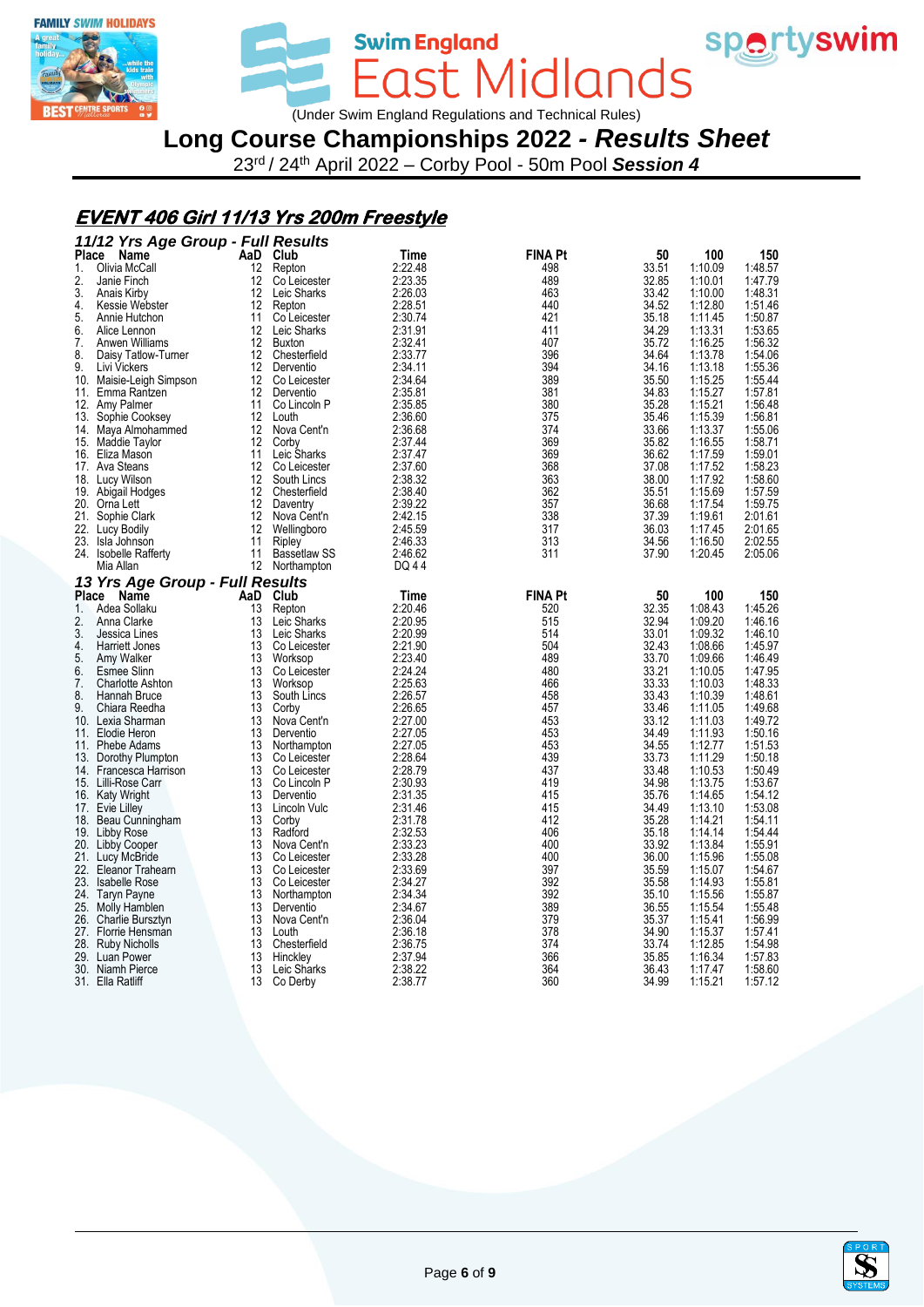Swim England East Midlands

(Under Swim England Regulations and Technical Rules)

# Long Course Championships 2022 - *Results Sheet*

23rd / 24th April 2022 – Corby Pool - 50m Pool ***Session 4***

## *EVENT 406 Girl 11/13 Yrs 200m Freestyle*

### *11/12 Yrs Age Group - Full Results*

| Place | Name | AaD | Club | Time | FINA Pt | 50 | 100 | 150 |
|---|---|---|---|---|---|---|---|---|
| 1. | Olivia McCall | 12 | Repton | 2:22.48 | 498 | 33.51 | 1:10.09 | 1:48.57 |
| 2. | Janie Finch | 12 | Co Leicester | 2:23.35 | 489 | 32.85 | 1:10.01 | 1:47.79 |
| 3. | Anais Kirby | 12 | Leic Sharks | 2:26.03 | 463 | 33.42 | 1:10.00 | 1:48.31 |
| 4. | Kessie Webster | 12 | Repton | 2:28.51 | 440 | 34.52 | 1:12.80 | 1:51.46 |
| 5. | Annie Hutchon | 11 | Co Leicester | 2:30.74 | 421 | 35.18 | 1:11.45 | 1:50.87 |
| 6. | Alice Lennon | 12 | Leic Sharks | 2:31.91 | 411 | 34.29 | 1:13.31 | 1:53.65 |
| 7. | Anwen Williams | 12 | Buxton | 2:32.41 | 407 | 35.72 | 1:16.25 | 1:56.32 |
| 8. | Daisy Tatlow-Turner | 12 | Chesterfield | 2:33.77 | 396 | 34.64 | 1:13.78 | 1:54.06 |
| 9. | Livi Vickers | 12 | Dervention | 2:34.11 | 394 | 34.16 | 1:13.18 | 1:55.36 |
| 10. | Maisie-Leigh Simpson | 12 | Co Leicester | 2:34.64 | 389 | 35.50 | 1:15.25 | 1:55.44 |
| 11. | Emma Rantzen | 12 | Dervention | 2:35.81 | 381 | 34.83 | 1:15.27 | 1:57.81 |
| 12. | Amy Palmer | 11 | Co Lincoln P | 2:35.85 | 380 | 35.28 | 1:15.21 | 1:56.48 |
| 13. | Sophie Cooksey | 12 | Louth | 2:36.60 | 375 | 35.46 | 1:15.39 | 1:56.81 |
| 14. | Maya Almohammed | 12 | Nova Cent'n | 2:36.68 | 374 | 33.66 | 1:13.37 | 1:55.06 |
| 15. | Maddie Taylor | 12 | Corby | 2:37.44 | 369 | 35.82 | 1:16.55 | 1:58.71 |
| 16. | Eliza Mason | 11 | Leic Sharks | 2:37.47 | 369 | 36.62 | 1:17.59 | 1:59.01 |
| 17. | Ava Steans | 12 | Co Leicester | 2:37.60 | 368 | 37.08 | 1:17.52 | 1:58.23 |
| 18. | Lucy Wilson | 12 | South Lincs | 2:38.32 | 363 | 38.00 | 1:17.92 | 1:58.60 |
| 19. | Abigail Hodges | 12 | Chesterfield | 2:38.40 | 362 | 35.51 | 1:15.69 | 1:57.59 |
| 20. | Orna Lett | 12 | Daventry | 2:39.22 | 357 | 36.68 | 1:17.54 | 1:59.75 |
| 21. | Sophie Clark | 12 | Nova Cent'n | 2:42.15 | 338 | 37.39 | 1:19.61 | 2:01.61 |
| 22. | Lucy Bodily | 12 | Wellingboro | 2:45.59 | 317 | 36.03 | 1:17.45 | 2:01.65 |
| 23. | Isla Johnson | 11 | Ripley | 2:46.33 | 313 | 34.56 | 1:16.50 | 2:02.55 |
| 24. | Isobelle Rafferty | 11 | Bassetlaw SS | 2:46.62 | 311 | 37.90 | 1:20.45 | 2:05.06 |
| | Mia Allan | 12 | Northampton | DQ 4 4 | | | | |

### *13 Yrs Age Group - Full Results*

| Place | Name | AaD | Club | Time | FINA Pt | 50 | 100 | 150 |
|---|---|---|---|---|---|---|---|---|
| 1. | Adea Sollaku | 13 | Repton | 2:20.46 | 520 | 32.35 | 1:08.43 | 1:45.26 |
| 2. | Anna Clarke | 13 | Leic Sharks | 2:20.95 | 515 | 32.94 | 1:09.20 | 1:46.16 |
| 3. | Jessica Lines | 13 | Leic Sharks | 2:20.99 | 514 | 33.01 | 1:09.32 | 1:46.10 |
| 4. | Harriett Jones | 13 | Co Leicester | 2:21.90 | 504 | 32.43 | 1:08.66 | 1:45.97 |
| 5. | Amy Walker | 13 | Worksop | 2:23.40 | 489 | 33.70 | 1:09.66 | 1:46.49 |
| 6. | Esmee Slinn | 13 | Co Leicester | 2:24.24 | 480 | 33.21 | 1:10.05 | 1:47.95 |
| 7. | Charlotte Ashton | 13 | Worksop | 2:25.63 | 466 | 33.33 | 1:10.03 | 1:48.33 |
| 8. | Hannah Bruce | 13 | South Lincs | 2:26.57 | 458 | 33.43 | 1:10.39 | 1:48.61 |
| 9. | Chiara Reedha | 13 | Corby | 2:26.65 | 457 | 33.46 | 1:11.05 | 1:49.68 |
| 10. | Lexia Sharman | 13 | Nova Cent'n | 2:27.00 | 453 | 33.12 | 1:11.03 | 1:49.72 |
| 11. | Elodie Heron | 13 | Dervention | 2:27.05 | 453 | 34.49 | 1:11.93 | 1:50.16 |
| 11. | Phebe Adams | 13 | Northampton | 2:27.05 | 453 | 34.55 | 1:12.77 | 1:51.53 |
| 13. | Dorothy Plumpton | 13 | Co Leicester | 2:28.64 | 439 | 33.73 | 1:11.29 | 1:50.18 |
| 14. | Francesca Harrison | 13 | Co Leicester | 2:28.79 | 437 | 33.48 | 1:10.53 | 1:50.49 |
| 15. | Lilli-Rose Carr | 13 | Co Lincoln P | 2:30.93 | 419 | 34.98 | 1:13.75 | 1:53.67 |
| 16. | Katy Wright | 13 | Dervention | 2:31.35 | 415 | 35.76 | 1:14.65 | 1:54.12 |
| 17. | Evie Lilley | 13 | Lincoln Vulc | 2:31.46 | 415 | 34.49 | 1:13.10 | 1:53.08 |
| 18. | Beau Cunningham | 13 | Corby | 2:31.78 | 412 | 35.28 | 1:14.21 | 1:54.11 |
| 19. | Libby Rose | 13 | Radford | 2:32.53 | 406 | 35.18 | 1:14.14 | 1:54.44 |
| 20. | Libby Cooper | 13 | Nova Cent'n | 2:33.23 | 400 | 33.92 | 1:13.84 | 1:55.91 |
| 21. | Lucy McBride | 13 | Co Leicester | 2:33.28 | 400 | 36.00 | 1:15.96 | 1:55.08 |
| 22. | Eleanor Trahearn | 13 | Co Leicester | 2:33.69 | 397 | 35.59 | 1:15.07 | 1:54.67 |
| 23. | Isabelle Rose | 13 | Co Leicester | 2:34.27 | 392 | 35.58 | 1:14.93 | 1:55.81 |
| 24. | Taryn Payne | 13 | Northampton | 2:34.34 | 392 | 35.10 | 1:15.56 | 1:55.87 |
| 25. | Molly Hamblen | 13 | Dervention | 2:34.67 | 389 | 36.55 | 1:15.54 | 1:55.48 |
| 26. | Charlie Bursztyn | 13 | Nova Cent'n | 2:36.04 | 379 | 35.37 | 1:15.41 | 1:56.99 |
| 27. | Florrie Hensman | 13 | Louth | 2:36.18 | 378 | 34.90 | 1:15.37 | 1:57.41 |
| 28. | Ruby Nicholls | 13 | Chesterfield | 2:36.75 | 374 | 33.74 | 1:12.85 | 1:54.98 |
| 29. | Luan Power | 13 | Hinckley | 2:37.94 | 366 | 35.85 | 1:16.34 | 1:57.83 |
| 30. | Niamh Pierce | 13 | Leic Sharks | 2:38.22 | 364 | 36.43 | 1:17.47 | 1:58.60 |
| 31. | Ella Ratliff | 13 | Co Derby | 2:38.77 | 360 | 34.99 | 1:15.21 | 1:57.12 |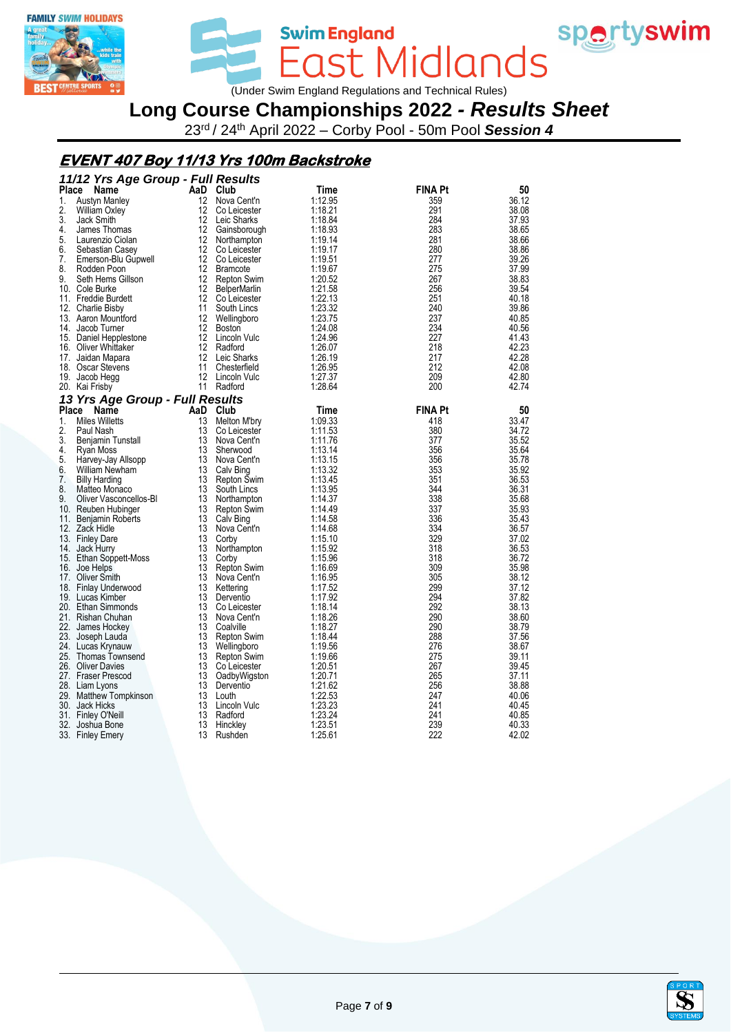# Swim England East Midlands

(Under Swim England Regulations and Technical Rules)

## Long Course Championships 2022 - *Results Sheet*

23rd / 24th April 2022 – Corby Pool - 50m Pool ***Session 4***

### EVENT 407 Boy 11/13 Yrs 100m Backstroke

#### *11/12 Yrs Age Group - Full Results*

| Place | Name | AaD | Club | Time | FINA Pt | 50 |
|---|---|---|---|---|---|---|
| 1. | Austyn Manley | 12 | Nova Cent'n | 1:12.95 | 359 | 36.12 |
| 2. | William Oxley | 12 | Co Leicester | 1:18.21 | 291 | 38.08 |
| 3. | Jack Smith | 12 | Leic Sharks | 1:18.84 | 284 | 37.93 |
| 4. | James Thomas | 12 | Gainsborough | 1:18.93 | 283 | 38.65 |
| 5. | Laurenzio Ciolan | 12 | Northampton | 1:19.14 | 281 | 38.66 |
| 6. | Sebastian Casey | 12 | Co Leicester | 1:19.17 | 280 | 38.86 |
| 7. | Emerson-Blu Gupwell | 12 | Co Leicester | 1:19.51 | 277 | 39.26 |
| 8. | Rodden Poon | 12 | Bramcote | 1:19.67 | 275 | 37.99 |
| 9. | Seth Hems Gillson | 12 | Repton Swim | 1:20.52 | 267 | 38.83 |
| 10. | Cole Burke | 12 | BelperMarlin | 1:21.58 | 256 | 39.54 |
| 11. | Freddie Burdett | 12 | Co Leicester | 1:22.13 | 251 | 40.18 |
| 12. | Charlie Bisby | 11 | South Lincs | 1:23.32 | 240 | 39.86 |
| 13. | Aaron Mountford | 12 | Wellingboro | 1:23.75 | 237 | 40.85 |
| 14. | Jacob Turner | 12 | Boston | 1:24.08 | 234 | 40.56 |
| 15. | Daniel Hepplestone | 12 | Lincoln Vulc | 1:24.96 | 227 | 41.43 |
| 16. | Oliver Whittaker | 12 | Radford | 1:26.07 | 218 | 42.23 |
| 17. | Jaidan Mapara | 12 | Leic Sharks | 1:26.19 | 217 | 42.28 |
| 18. | Oscar Stevens | 11 | Chesterfield | 1:26.95 | 212 | 42.08 |
| 19. | Jacob Hegg | 12 | Lincoln Vulc | 1:27.37 | 209 | 42.80 |
| 20. | Kai Frisby | 11 | Radford | 1:28.64 | 200 | 42.74 |

#### *13 Yrs Age Group - Full Results*

| Place | Name | AaD | Club | Time | FINA Pt | 50 |
|---|---|---|---|---|---|---|
| 1. | Miles Willetts | 13 | Melton M'bry | 1:09.33 | 418 | 33.47 |
| 2. | Paul Nash | 13 | Co Leicester | 1:11.53 | 380 | 34.72 |
| 3. | Benjamin Tunstall | 13 | Nova Cent'n | 1:11.76 | 377 | 35.52 |
| 4. | Ryan Moss | 13 | Sherwood | 1:13.14 | 356 | 35.64 |
| 5. | Harvey-Jay Allsopp | 13 | Nova Cent'n | 1:13.15 | 356 | 35.78 |
| 6. | William Newham | 13 | Calv Bing | 1:13.32 | 353 | 35.92 |
| 7. | Billy Harding | 13 | Repton Swim | 1:13.45 | 351 | 36.53 |
| 8. | Matteo Monaco | 13 | South Lincs | 1:13.95 | 344 | 36.31 |
| 9. | Oliver Vasconcellos-Bl | 13 | Northampton | 1:14.37 | 338 | 35.68 |
| 10. | Reuben Hubinger | 13 | Repton Swim | 1:14.49 | 337 | 35.93 |
| 11. | Benjamin Roberts | 13 | Calv Bing | 1:14.58 | 336 | 35.43 |
| 12. | Zack Hidle | 13 | Nova Cent'n | 1:14.68 | 334 | 36.57 |
| 13. | Finley Dare | 13 | Corby | 1:15.10 | 329 | 37.02 |
| 14. | Jack Hurry | 13 | Northampton | 1:15.92 | 318 | 36.53 |
| 15. | Ethan Soppett-Moss | 13 | Corby | 1:15.96 | 318 | 36.72 |
| 16. | Joe Helps | 13 | Repton Swim | 1:16.69 | 309 | 35.98 |
| 17. | Oliver Smith | 13 | Nova Cent'n | 1:16.95 | 305 | 38.12 |
| 18. | Finlay Underwood | 13 | Kettering | 1:17.52 | 299 | 37.12 |
| 19. | Lucas Kimber | 13 | Dervenito | 1:17.92 | 294 | 37.82 |
| 20. | Ethan Simmonds | 13 | Co Leicester | 1:18.14 | 292 | 38.13 |
| 21. | Rishan Chuhan | 13 | Nova Cent'n | 1:18.26 | 290 | 38.60 |
| 22. | James Hockey | 13 | Coalville | 1:18.27 | 290 | 38.79 |
| 23. | Joseph Lauda | 13 | Repton Swim | 1:18.44 | 288 | 37.56 |
| 24. | Lucas Krynauw | 13 | Wellingboro | 1:19.56 | 276 | 38.67 |
| 25. | Thomas Townsend | 13 | Repton Swim | 1:19.66 | 275 | 39.11 |
| 26. | Oliver Davies | 13 | Co Leicester | 1:20.51 | 267 | 39.45 |
| 27. | Fraser Prescod | 13 | OadbyWigston | 1:20.71 | 265 | 37.11 |
| 28. | Liam Lyons | 13 | Dervenito | 1:21.62 | 256 | 38.88 |
| 29. | Matthew Tompkinson | 13 | Louth | 1:22.53 | 247 | 40.06 |
| 30. | Jack Hicks | 13 | Lincoln Vulc | 1:23.23 | 241 | 40.45 |
| 31. | Finley O'Neill | 13 | Radford | 1:23.24 | 241 | 40.85 |
| 32. | Joshua Bone | 13 | Hinckley | 1:23.51 | 239 | 40.33 |
| 33. | Finley Emery | 13 | Rushden | 1:25.61 | 222 | 42.02 |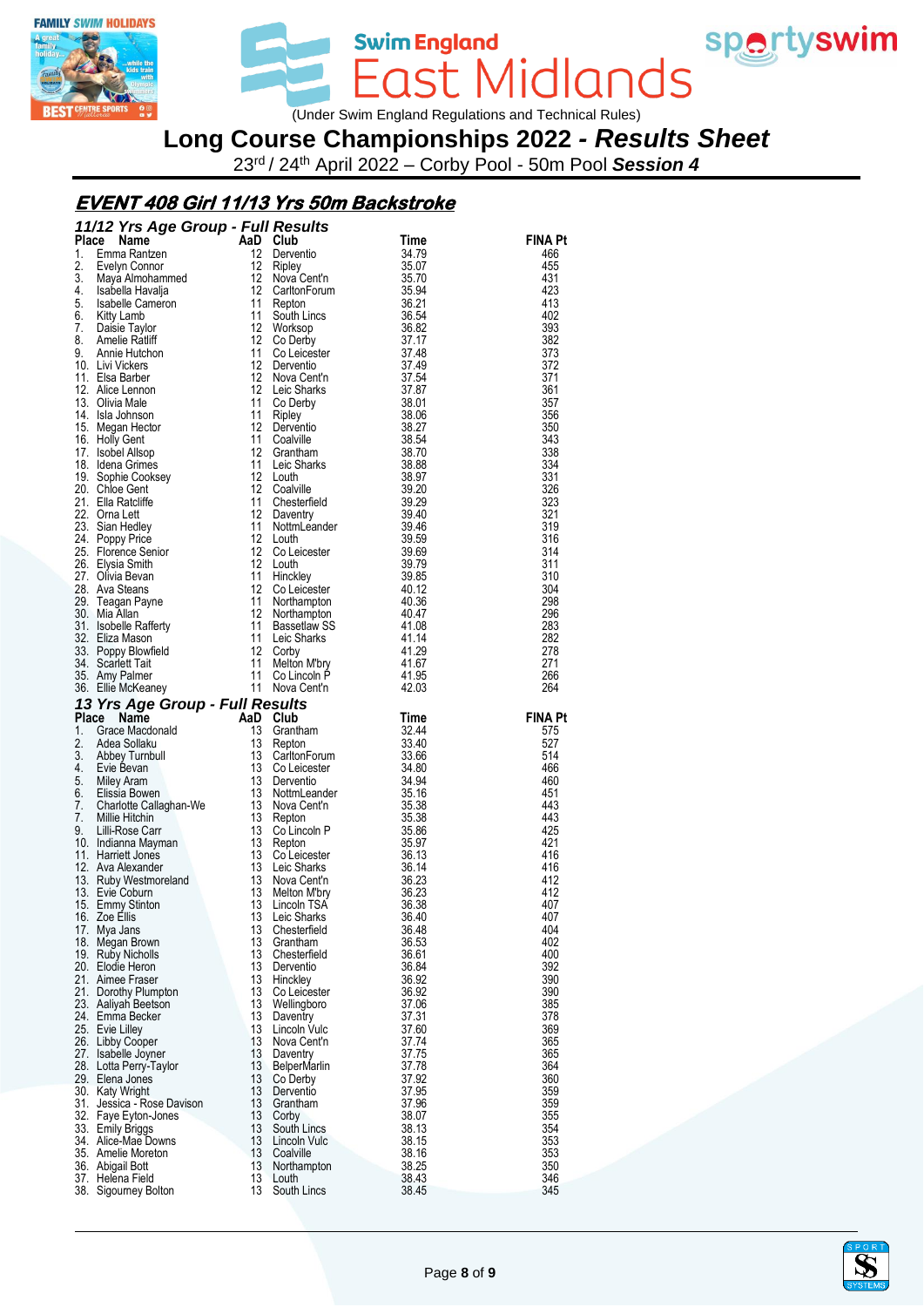# Long Course Championships 2022 - *Results Sheet*

23rd / 24th April 2022 – Corby Pool - 50m Pool ***Session 4***

(Under Swim England Regulations and Technical Rules)

## EVENT 408 Girl 11/13 Yrs 50m Backstroke

### 11/12 Yrs Age Group - Full Results

| Place | Name | AaD | Club | Time | FINA Pt |
|---|---|---|---|---|---|
| 1. | Emma Rantzen | 12 | Derventio | 34.79 | 466 |
| 2. | Evelyn Connor | 12 | Ripley | 35.07 | 455 |
| 3. | Maya Almohammed | 12 | Nova Cent'n | 35.70 | 431 |
| 4. | Isabella Havalja | 12 | CarltonForum | 35.94 | 423 |
| 5. | Isabelle Cameron | 11 | Repton | 36.21 | 413 |
| 6. | Kitty Lamb | 11 | South Lincs | 36.54 | 402 |
| 7. | Daisie Taylor | 12 | Worksop | 36.82 | 393 |
| 8. | Amelie Ratliff | 12 | Co Derby | 37.17 | 382 |
| 9. | Annie Hutchon | 11 | Co Leicester | 37.48 | 373 |
| 10. | Livi Vickers | 12 | Derventio | 37.49 | 372 |
| 11. | Elsa Barber | 12 | Nova Cent'n | 37.54 | 371 |
| 12. | Alice Lennon | 12 | Leic Sharks | 37.87 | 361 |
| 13. | Olivia Male | 11 | Co Derby | 38.01 | 357 |
| 14. | Isla Johnson | 11 | Ripley | 38.06 | 356 |
| 15. | Megan Hector | 12 | Derventio | 38.27 | 350 |
| 16. | Holly Gent | 11 | Coalville | 38.54 | 343 |
| 17. | Isobel Allsop | 12 | Grantham | 38.70 | 338 |
| 18. | Idena Grimes | 11 | Leic Sharks | 38.88 | 334 |
| 19. | Sophie Cooksey | 12 | Louth | 38.97 | 331 |
| 20. | Chloe Gent | 12 | Coalville | 39.20 | 326 |
| 21. | Ella Ratcliffe | 11 | Chesterfield | 39.29 | 323 |
| 22. | Orna Lett | 12 | Daventry | 39.40 | 321 |
| 23. | Sian Hedley | 11 | NottmLeander | 39.46 | 319 |
| 24. | Poppy Price | 12 | Louth | 39.59 | 316 |
| 25. | Florence Senior | 12 | Co Leicester | 39.69 | 314 |
| 26. | Elysia Smith | 12 | Louth | 39.79 | 311 |
| 27. | Olivia Bevan | 11 | Hinckley | 39.85 | 310 |
| 28. | Ava Steans | 12 | Co Leicester | 40.12 | 304 |
| 29. | Teagan Payne | 11 | Northampton | 40.36 | 298 |
| 30. | Mia Allan | 12 | Northampton | 40.47 | 296 |
| 31. | Isobelle Rafferty | 11 | Bassetlaw SS | 41.08 | 283 |
| 32. | Eliza Mason | 11 | Leic Sharks | 41.14 | 282 |
| 33. | Poppy Blowfield | 12 | Corby | 41.29 | 278 |
| 34. | Scarlett Tait | 11 | Melton M'bry | 41.67 | 271 |
| 35. | Amy Palmer | 11 | Co Lincoln P | 41.95 | 266 |
| 36. | Ellie McKeaney | 11 | Nova Cent'n | 42.03 | 264 |

### 13 Yrs Age Group - Full Results

| Place | Name | AaD | Club | Time | FINA Pt |
|---|---|---|---|---|---|
| 1. | Grace Macdonald | 13 | Grantham | 32.44 | 575 |
| 2. | Adea Sollaku | 13 | Repton | 33.40 | 527 |
| 3. | Abbey Turnbull | 13 | CarltonForum | 33.66 | 514 |
| 4. | Evie Bevan | 13 | Co Leicester | 34.80 | 466 |
| 5. | Miley Aram | 13 | Derventio | 34.94 | 460 |
| 6. | Elissia Bowen | 13 | NottmLeander | 35.16 | 451 |
| 7. | Charlotte Callaghan-We | 13 | Nova Cent'n | 35.38 | 443 |
| 7. | Millie Hitchin | 13 | Repton | 35.38 | 443 |
| 9. | Lilli-Rose Carr | 13 | Co Lincoln P | 35.86 | 425 |
| 10. | Indianna Mayman | 13 | Repton | 35.97 | 421 |
| 11. | Harriett Jones | 13 | Co Leicester | 36.13 | 416 |
| 12. | Ava Alexander | 13 | Leic Sharks | 36.14 | 416 |
| 13. | Ruby Westmoreland | 13 | Nova Cent'n | 36.23 | 412 |
| 13. | Evie Coburn | 13 | Melton M'bry | 36.23 | 412 |
| 15. | Emmy Stinton | 13 | Lincoln TSA | 36.38 | 407 |
| 16. | Zoe Ellis | 13 | Leic Sharks | 36.40 | 407 |
| 17. | Mya Jans | 13 | Chesterfield | 36.48 | 404 |
| 18. | Megan Brown | 13 | Grantham | 36.53 | 402 |
| 19. | Ruby Nicholls | 13 | Chesterfield | 36.61 | 400 |
| 20. | Elodie Heron | 13 | Derventio | 36.84 | 392 |
| 21. | Aimee Fraser | 13 | Hinckley | 36.92 | 390 |
| 21. | Dorothy Plumpton | 13 | Co Leicester | 36.92 | 390 |
| 23. | Aaliyah Beetson | 13 | Wellingboro | 37.06 | 385 |
| 24. | Emma Becker | 13 | Daventry | 37.31 | 378 |
| 25. | Evie Lilley | 13 | Lincoln Vulc | 37.60 | 369 |
| 26. | Libby Cooper | 13 | Nova Cent'n | 37.74 | 365 |
| 27. | Isabelle Joyner | 13 | Daventry | 37.75 | 365 |
| 28. | Lotta Perry-Taylor | 13 | BelperMarlin | 37.78 | 364 |
| 29. | Elena Jones | 13 | Co Derby | 37.92 | 360 |
| 30. | Katy Wright | 13 | Derventio | 37.95 | 359 |
| 31. | Jessica - Rose Davison | 13 | Grantham | 37.96 | 359 |
| 32. | Faye Eyton-Jones | 13 | Corby | 38.07 | 355 |
| 33. | Emily Briggs | 13 | South Lincs | 38.13 | 354 |
| 34. | Alice-Mae Downs | 13 | Lincoln Vulc | 38.15 | 353 |
| 35. | Amelie Moreton | 13 | Coalville | 38.16 | 353 |
| 36. | Abigail Bott | 13 | Northampton | 38.25 | 350 |
| 37. | Helena Field | 13 | Louth | 38.43 | 346 |
| 38. | Sigourney Bolton | 13 | South Lincs | 38.45 | 345 |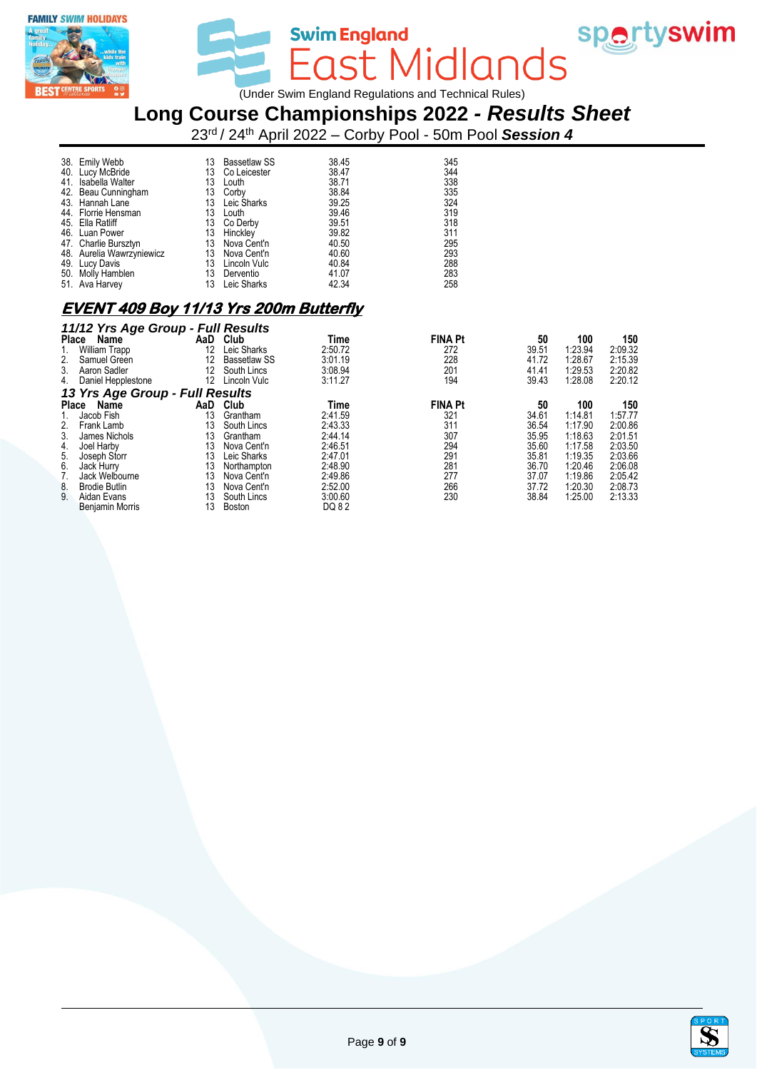(Under Swim England Regulations and Technical Rules)

# Long Course Championships 2022 - *Results Sheet*

23rd / 24th April 2022 – Corby Pool - 50m Pool ***Session 4***

| | | | | |
|---|---|---|---|---|
| 38. Emily Webb | 13 | Bassetlaw SS | 38.45 | 345 |
| 40. Lucy McBride | 13 | Co Leicester | 38.47 | 344 |
| 41. Isabella Walter | 13 | Louth | 38.71 | 338 |
| 42. Beau Cunningham | 13 | Corby | 38.84 | 335 |
| 43. Hannah Lane | 13 | Leic Sharks | 39.25 | 324 |
| 44. Florrie Hensman | 13 | Louth | 39.46 | 319 |
| 45. Ella Ratliff | 13 | Co Derby | 39.51 | 318 |
| 46. Luan Power | 13 | Hinckley | 39.82 | 311 |
| 47. Charlie Bursztyn | 13 | Nova Cent'n | 40.50 | 295 |
| 48. Aurelia Wawrzyniewicz | 13 | Nova Cent'n | 40.60 | 293 |
| 49. Lucy Davis | 13 | Lincoln Vulc | 40.84 | 288 |
| 50. Molly Hamblen | 13 | Derventio | 41.07 | 283 |
| 51. Ava Harvey | 13 | Leic Sharks | 42.34 | 258 |

## EVENT 409 Boy 11/13 Yrs 200m Butterfly

### *11/12 Yrs Age Group - Full Results*

| Place | Name | AaD | Club | Time | FINA Pt | 50 | 100 | 150 |
|---|---|---|---|---|---|---|---|---|
| 1. | William Trapp | 12 | Leic Sharks | 2:50.72 | 272 | 39.51 | 1:23.94 | 2:09.32 |
| 2. | Samuel Green | 12 | Bassetlaw SS | 3:01.19 | 228 | 41.72 | 1:28.67 | 2:15.39 |
| 3. | Aaron Sadler | 12 | South Lincs | 3:08.94 | 201 | 41.41 | 1:29.53 | 2:20.82 |
| 4. | Daniel Hepplestone | 12 | Lincoln Vulc | 3:11.27 | 194 | 39.43 | 1:28.08 | 2:20.12 |

### *13 Yrs Age Group - Full Results*

| Place | Name | AaD | Club | Time | FINA Pt | 50 | 100 | 150 |
|---|---|---|---|---|---|---|---|---|
| 1. | Jacob Fish | 13 | Grantham | 2:41.59 | 321 | 34.61 | 1:14.81 | 1:57.77 |
| 2. | Frank Lamb | 13 | South Lincs | 2:43.33 | 311 | 36.54 | 1:17.90 | 2:00.86 |
| 3. | James Nichols | 13 | Grantham | 2:44.14 | 307 | 35.95 | 1:18.63 | 2:01.51 |
| 4. | Joel Harby | 13 | Nova Cent'n | 2:46.51 | 294 | 35.60 | 1:17.58 | 2:03.50 |
| 5. | Joseph Storr | 13 | Leic Sharks | 2:47.01 | 291 | 35.81 | 1:19.35 | 2:03.66 |
| 6. | Jack Hurry | 13 | Northampton | 2:48.90 | 281 | 36.70 | 1:20.46 | 2:06.08 |
| 7. | Jack Welbourne | 13 | Nova Cent'n | 2:49.86 | 277 | 37.07 | 1:19.86 | 2:05.42 |
| 8. | Brodie Butlin | 13 | Nova Cent'n | 2:52.00 | 266 | 37.72 | 1:20.30 | 2:08.73 |
| 9. | Aidan Evans | 13 | South Lincs | 3:00.60 | 230 | 38.84 | 1:25.00 | 2:13.33 |
| | Benjamin Morris | 13 | Boston | DQ 8 2 | | | | |